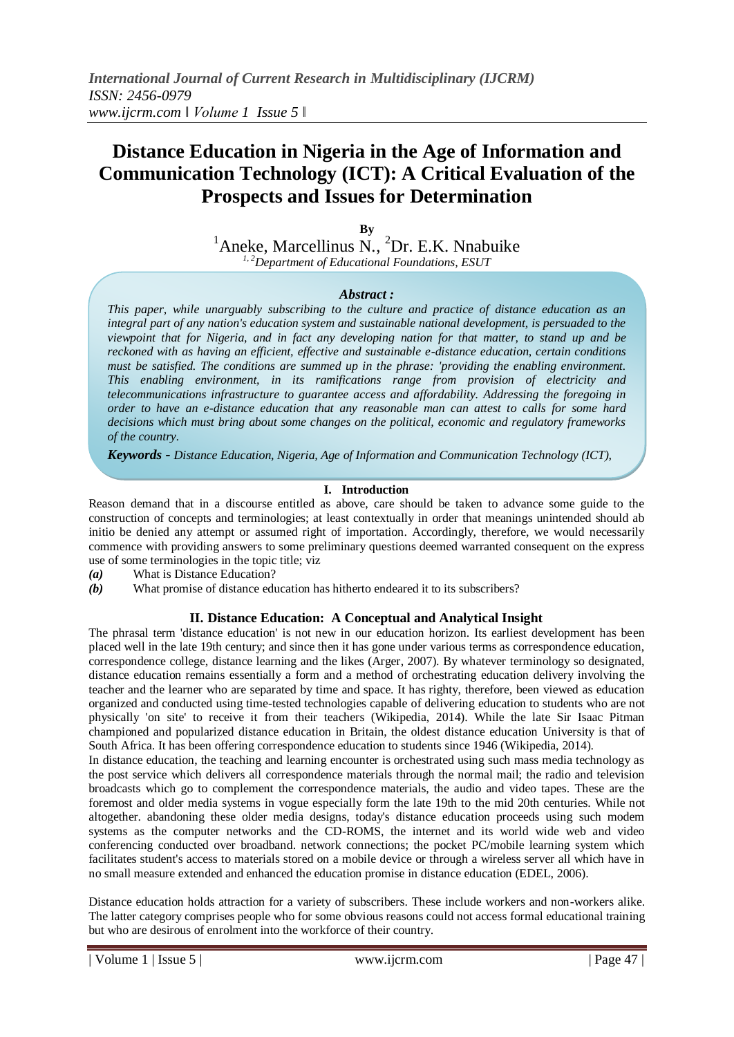# Distance Education in Nigeria in the Age of Information and Communication Technology (ICT): A Critical Evaluation of the Prospects and Issues for Determination

**By**

[1]Aneke, Marcellinus N., [2]Dr. E.K. Nnabuike

*[1,2]Department of Educational Foundations, ESUT*

***Abstract :***

*This paper, while unarguably subscribing to the culture and practice of distance education as an integral part of any nation's education system and sustainable national development, is persuaded to the viewpoint that for Nigeria, and in fact any developing nation for that matter, to stand up and be reckoned with as having an efficient, effective and sustainable e-distance education, certain conditions must be satisfied. The conditions are summed up in the phrase: 'providing the enabling environment. This enabling environment, in its ramifications range from provision of electricity and telecommunications infrastructure to guarantee access and affordability. Addressing the foregoing in order to have an e-distance education that any reasonable man can attest to calls for some hard decisions which must bring about some changes on the political, economic and regulatory frameworks of the country.*

***Keywords -*** *Distance Education, Nigeria, Age of Information and Communication Technology (ICT),*

## I. Introduction

Reason demand that in a discourse entitled as above, care should be taken to advance some guide to the construction of concepts and terminologies; at least contextually in order that meanings unintended should ab initio be denied any attempt or assumed right of importation. Accordingly, therefore, we would necessarily commence with providing answers to some preliminary questions deemed warranted consequent on the express use of some terminologies in the topic title; viz

*(a)* What is Distance Education?

*(b)* What promise of distance education has hitherto endeared it to its subscribers?

## II. Distance Education: A Conceptual and Analytical Insight

The phrasal term 'distance education' is not new in our education horizon. Its earliest development has been placed well in the late 19th century; and since then it has gone under various terms as correspondence education, correspondence college, distance learning and the likes (Arger, 2007). By whatever terminology so designated, distance education remains essentially a form and a method of orchestrating education delivery involving the teacher and the learner who are separated by time and space. It has righty, therefore, been viewed as education organized and conducted using time-tested technologies capable of delivering education to students who are not physically 'on site' to receive it from their teachers (Wikipedia, 2014). While the late Sir Isaac Pitman championed and popularized distance education in Britain, the oldest distance education University is that of South Africa. It has been offering correspondence education to students since 1946 (Wikipedia, 2014).

In distance education, the teaching and learning encounter is orchestrated using such mass media technology as the post service which delivers all correspondence materials through the normal mail; the radio and television broadcasts which go to complement the correspondence materials, the audio and video tapes. These are the foremost and older media systems in vogue especially form the late 19th to the mid 20th centuries. While not altogether. abandoning these older media designs, today's distance education proceeds using such modem systems as the computer networks and the CD-ROMS, the internet and its world wide web and video conferencing conducted over broadband. network connections; the pocket PC/mobile learning system which facilitates student's access to materials stored on a mobile device or through a wireless server all which have in no small measure extended and enhanced the education promise in distance education (EDEL, 2006).

Distance education holds attraction for a variety of subscribers. These include workers and non-workers alike. The latter category comprises people who for some obvious reasons could not access formal educational training but who are desirous of enrolment into the workforce of their country.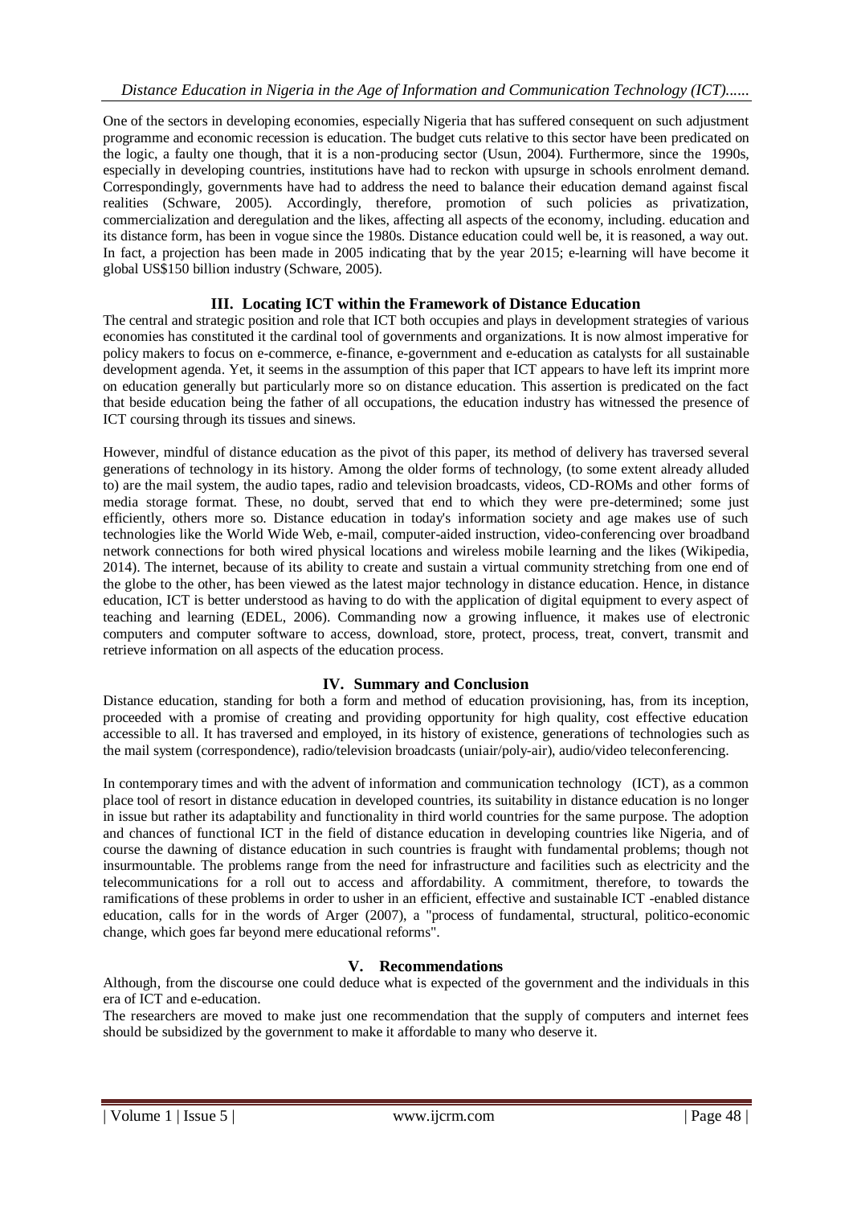One of the sectors in developing economies, especially Nigeria that has suffered consequent on such adjustment programme and economic recession is education. The budget cuts relative to this sector have been predicated on the logic, a faulty one though, that it is a non-producing sector (Usun, 2004). Furthermore, since the 1990s, especially in developing countries, institutions have had to reckon with upsurge in schools enrolment demand. Correspondingly, governments have had to address the need to balance their education demand against fiscal realities (Schware, 2005). Accordingly, therefore, promotion of such policies as privatization, commercialization and deregulation and the likes, affecting all aspects of the economy, including. education and its distance form, has been in vogue since the 1980s. Distance education could well be, it is reasoned, a way out. In fact, a projection has been made in 2005 indicating that by the year 2015; e-learning will have become it global US$150 billion industry (Schware, 2005).

## III. Locating ICT within the Framework of Distance Education

The central and strategic position and role that ICT both occupies and plays in development strategies of various economies has constituted it the cardinal tool of governments and organizations. It is now almost imperative for policy makers to focus on e-commerce, e-finance, e-government and e-education as catalysts for all sustainable development agenda. Yet, it seems in the assumption of this paper that ICT appears to have left its imprint more on education generally but particularly more so on distance education. This assertion is predicated on the fact that beside education being the father of all occupations, the education industry has witnessed the presence of ICT coursing through its tissues and sinews.

However, mindful of distance education as the pivot of this paper, its method of delivery has traversed several generations of technology in its history. Among the older forms of technology, (to some extent already alluded to) are the mail system, the audio tapes, radio and television broadcasts, videos, CD-ROMs and other forms of media storage format. These, no doubt, served that end to which they were pre-determined; some just efficiently, others more so. Distance education in today's information society and age makes use of such technologies like the World Wide Web, e-mail, computer-aided instruction, video-conferencing over broadband network connections for both wired physical locations and wireless mobile learning and the likes (Wikipedia, 2014). The internet, because of its ability to create and sustain a virtual community stretching from one end of the globe to the other, has been viewed as the latest major technology in distance education. Hence, in distance education, ICT is better understood as having to do with the application of digital equipment to every aspect of teaching and learning (EDEL, 2006). Commanding now a growing influence, it makes use of electronic computers and computer software to access, download, store, protect, process, treat, convert, transmit and retrieve information on all aspects of the education process.

## IV. Summary and Conclusion

Distance education, standing for both a form and method of education provisioning, has, from its inception, proceeded with a promise of creating and providing opportunity for high quality, cost effective education accessible to all. It has traversed and employed, in its history of existence, generations of technologies such as the mail system (correspondence), radio/television broadcasts (uniair/poly-air), audio/video teleconferencing.

In contemporary times and with the advent of information and communication technology (ICT), as a common place tool of resort in distance education in developed countries, its suitability in distance education is no longer in issue but rather its adaptability and functionality in third world countries for the same purpose. The adoption and chances of functional ICT in the field of distance education in developing countries like Nigeria, and of course the dawning of distance education in such countries is fraught with fundamental problems; though not insurmountable. The problems range from the need for infrastructure and facilities such as electricity and the telecommunications for a roll out to access and affordability. A commitment, therefore, to towards the ramifications of these problems in order to usher in an efficient, effective and sustainable ICT -enabled distance education, calls for in the words of Arger (2007), a "process of fundamental, structural, politico-economic change, which goes far beyond mere educational reforms".

## V. Recommendations

Although, from the discourse one could deduce what is expected of the government and the individuals in this era of ICT and e-education.

The researchers are moved to make just one recommendation that the supply of computers and internet fees should be subsidized by the government to make it affordable to many who deserve it.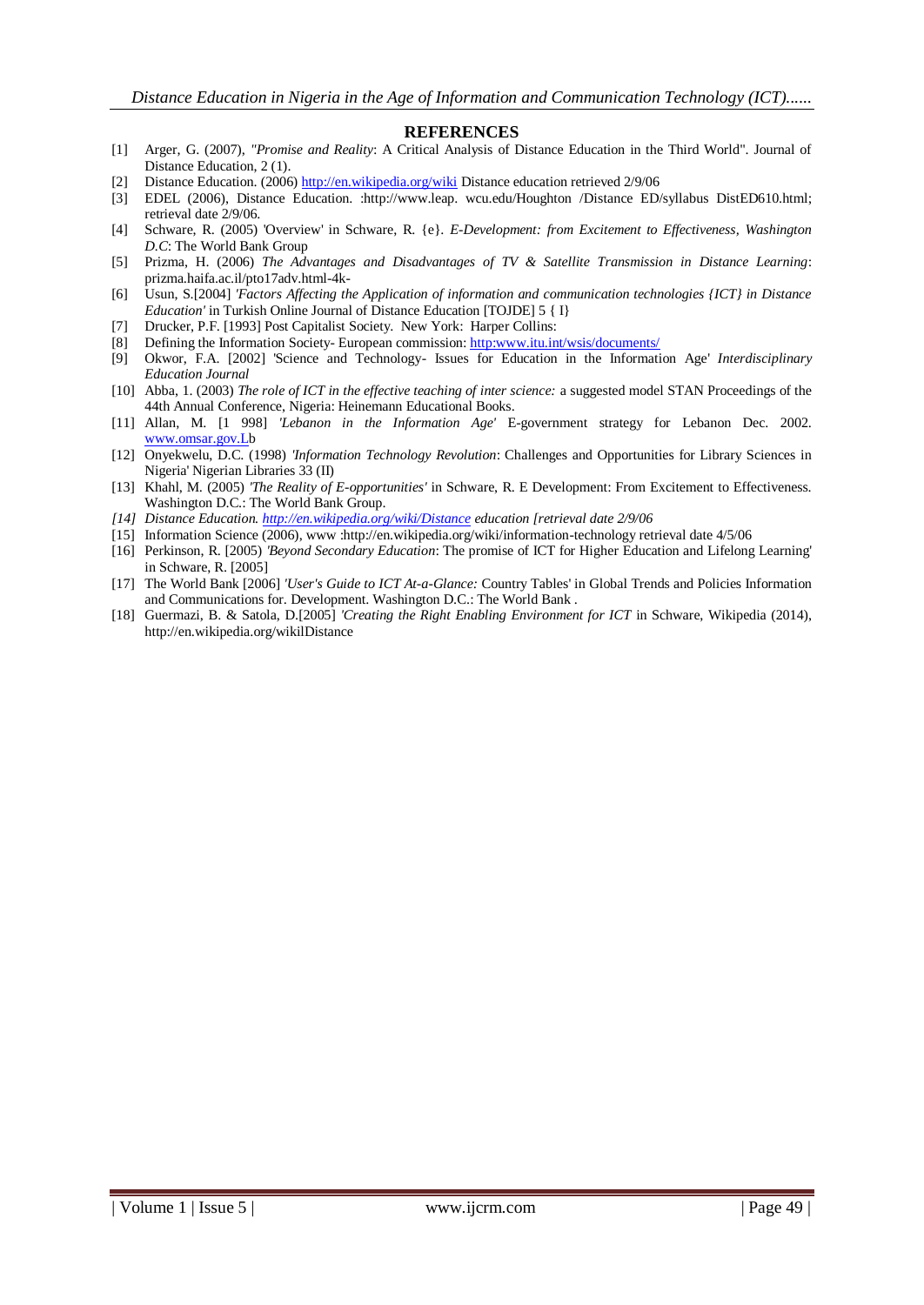## REFERENCES

[1] Arger, G. (2007), *"Promise and Reality*: A Critical Analysis of Distance Education in the Third World". Journal of Distance Education, 2 (1).

[2] Distance Education. (2006) http://en.wikipedia.org/wiki Distance education retrieved 2/9/06

[3] EDEL (2006), Distance Education. :http://www.leap. wcu.edu/Houghton /Distance ED/syllabus DistED610.html; retrieval date 2/9/06.

[4] Schware, R. (2005) 'Overview' in Schware, R. {e}. *E-Development: from Excitement to Effectiveness, Washington D.C*: The World Bank Group

[5] Prizma, H. (2006) *The Advantages and Disadvantages of TV & Satellite Transmission in Distance Learning*: prizma.haifa.ac.il/pto17adv.html-4k-

[6] Usun, S.[2004] *'Factors Affecting the Application of information and communication technologies {ICT} in Distance Education'* in Turkish Online Journal of Distance Education [TOJDE] 5 { I}

[7] Drucker, P.F. [1993] Post Capitalist Society. New York: Harper Collins:

[8] Defining the Information Society- European commission: http:www.itu.int/wsis/documents/

[9] Okwor, F.A. [2002] 'Science and Technology- Issues for Education in the Information Age' *Interdisciplinary Education Journal*

[10] Abba, 1. (2003) *The role of ICT in the effective teaching of inter science:* a suggested model STAN Proceedings of the 44th Annual Conference, Nigeria: Heinemann Educational Books.

[11] Allan, M. [1 998] *'Lebanon in the Information Age'* E-government strategy for Lebanon Dec. 2002. www.omsar.gov.Lb

[12] Onyekwelu, D.C. (1998) *'Information Technology Revolution*: Challenges and Opportunities for Library Sciences in Nigeria' Nigerian Libraries 33 (II)

[13] Khahl, M. (2005) *'The Reality of E-opportunities'* in Schware, R. E Development: From Excitement to Effectiveness. Washington D.C.: The World Bank Group.

*[14] Distance Education. http://en.wikipedia.org/wiki/Distance education [retrieval date 2/9/06*

[15] Information Science (2006), www :http://en.wikipedia.org/wiki/information-technology retrieval date 4/5/06

[16] Perkinson, R. [2005) *'Beyond Secondary Education*: The promise of ICT for Higher Education and Lifelong Learning' in Schware, R. [2005]

[17] The World Bank [2006] *'User's Guide to ICT At-a-Glance:* Country Tables' in Global Trends and Policies Information and Communications for. Development. Washington D.C.: The World Bank .

[18] Guermazi, B. & Satola, D.[2005] *'Creating the Right Enabling Environment for ICT* in Schware, Wikipedia (2014), http://en.wikipedia.org/wikilDistance